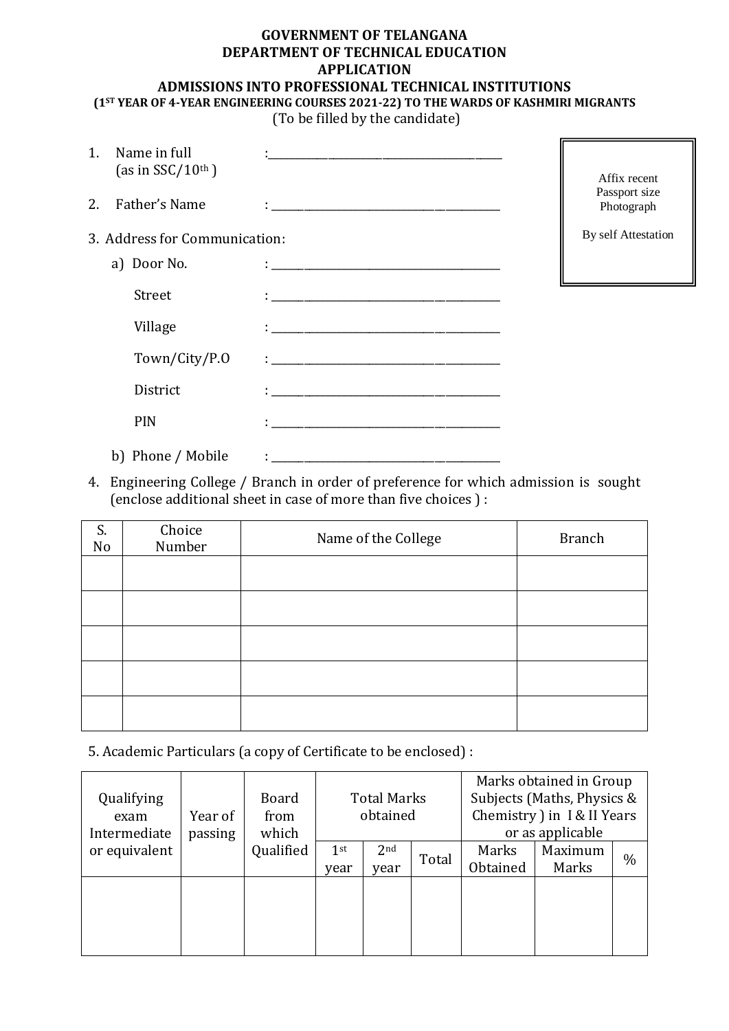**GOVERNMENT OF TELANGANA**
**DEPARTMENT OF TECHNICAL EDUCATION**
**APPLICATION**
**ADMISSIONS INTO PROFESSIONAL TECHNICAL INSTITUTIONS**
**(1ST YEAR OF 4-YEAR ENGINEERING COURSES 2021-22) TO THE WARDS OF KASHMIRI MIGRANTS**
(To be filled by the candidate)

Affix recent Passport size Photograph

By self Attestation

1. Name in full (as in SSC/10th) : ____________________

2. Father's Name : ____________________

3. Address for Communication:

   a) Door No. : ____________________

      Street : ____________________

      Village : ____________________

      Town/City/P.O : ____________________

      District : ____________________

      PIN : ____________________

   b) Phone / Mobile : ____________________

4. Engineering College / Branch in order of preference for which admission is sought (enclose additional sheet in case of more than five choices ) :

| S. No | Choice Number | Name of the College | Branch |
|---|---|---|---|
| | | | |
| | | | |
| | | | |
| | | | |
| | | | |

5. Academic Particulars (a copy of Certificate to be enclosed) :

| Qualifying exam Intermediate or equivalent | Year of passing | Board from which Qualified | Total Marks obtained | | | Marks obtained in Group Subjects (Maths, Physics & Chemistry ) in I & II Years or as applicable | | |
|---|---|---|---|---|---|---|---|---|
| | | | 1st year | 2nd year | Total | Marks Obtained | Maximum Marks | % |
| | | | | | | | | |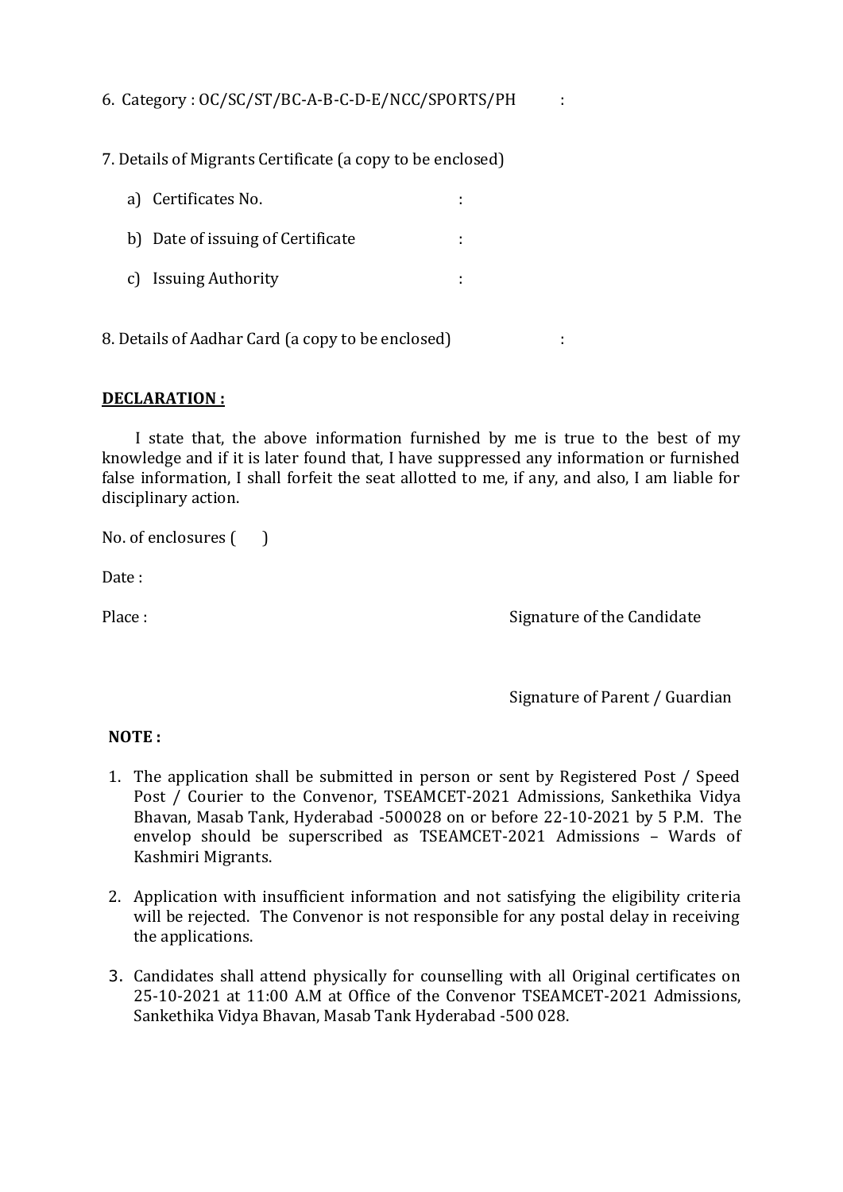6. Category : OC/SC/ST/BC-A-B-C-D-E/NCC/SPORTS/PH :

7. Details of Migrants Certificate (a copy to be enclosed)

   a) Certificates No. :

   b) Date of issuing of Certificate :

   c) Issuing Authority :

8. Details of Aadhar Card (a copy to be enclosed) :

**DECLARATION :**

I state that, the above information furnished by me is true to the best of my knowledge and if it is later found that, I have suppressed any information or furnished false information, I shall forfeit the seat allotted to me, if any, and also, I am liable for disciplinary action.

No. of enclosures ( )

Date :

Place : Signature of the Candidate

Signature of Parent / Guardian

**NOTE :**

1. The application shall be submitted in person or sent by Registered Post / Speed Post / Courier to the Convenor, TSEAMCET-2021 Admissions, Sankethika Vidya Bhavan, Masab Tank, Hyderabad -500028 on or before 22-10-2021 by 5 P.M. The envelop should be superscribed as TSEAMCET-2021 Admissions – Wards of Kashmiri Migrants.

2. Application with insufficient information and not satisfying the eligibility criteria will be rejected. The Convenor is not responsible for any postal delay in receiving the applications.

3. Candidates shall attend physically for counselling with all Original certificates on 25-10-2021 at 11:00 A.M at Office of the Convenor TSEAMCET-2021 Admissions, Sankethika Vidya Bhavan, Masab Tank Hyderabad -500 028.